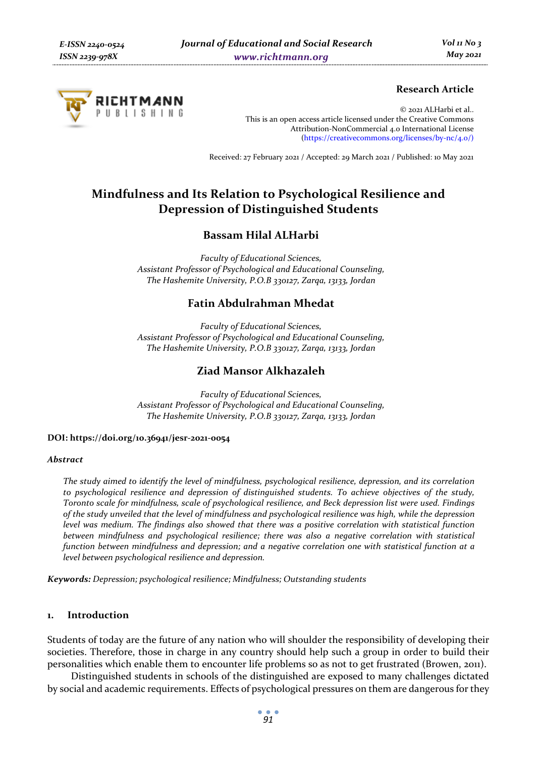**Research Article**

© 2021 ALHarbi et al..
This is an open access article licensed under the Creative Commons Attribution-NonCommercial 4.0 International License (https://creativecommons.org/licenses/by-nc/4.0/)

Received: 27 February 2021 / Accepted: 29 March 2021 / Published: 10 May 2021

# Mindfulness and Its Relation to Psychological Resilience and Depression of Distinguished Students

## Bassam Hilal ALHarbi

*Faculty of Educational Sciences,*
*Assistant Professor of Psychological and Educational Counseling,*
*The Hashemite University, P.O.B 330127, Zarqa, 13133, Jordan*

## Fatin Abdulrahman Mhedat

*Faculty of Educational Sciences,*
*Assistant Professor of Psychological and Educational Counseling,*
*The Hashemite University, P.O.B 330127, Zarqa, 13133, Jordan*

## Ziad Mansor Alkhazaleh

*Faculty of Educational Sciences,*
*Assistant Professor of Psychological and Educational Counseling,*
*The Hashemite University, P.O.B 330127, Zarqa, 13133, Jordan*

**DOI: https://doi.org/10.36941/jesr-2021-0054**

***Abstract***

*The study aimed to identify the level of mindfulness, psychological resilience, depression, and its correlation to psychological resilience and depression of distinguished students. To achieve objectives of the study, Toronto scale for mindfulness, scale of psychological resilience, and Beck depression list were used. Findings of the study unveiled that the level of mindfulness and psychological resilience was high, while the depression level was medium. The findings also showed that there was a positive correlation with statistical function between mindfulness and psychological resilience; there was also a negative correlation with statistical function between mindfulness and depression; and a negative correlation one with statistical function at a level between psychological resilience and depression.*

***Keywords:*** *Depression; psychological resilience; Mindfulness; Outstanding students*

## 1. Introduction

Students of today are the future of any nation who will shoulder the responsibility of developing their societies. Therefore, those in charge in any country should help such a group in order to build their personalities which enable them to encounter life problems so as not to get frustrated (Browen, 2011).

Distinguished students in schools of the distinguished are exposed to many challenges dictated by social and academic requirements. Effects of psychological pressures on them are dangerous for they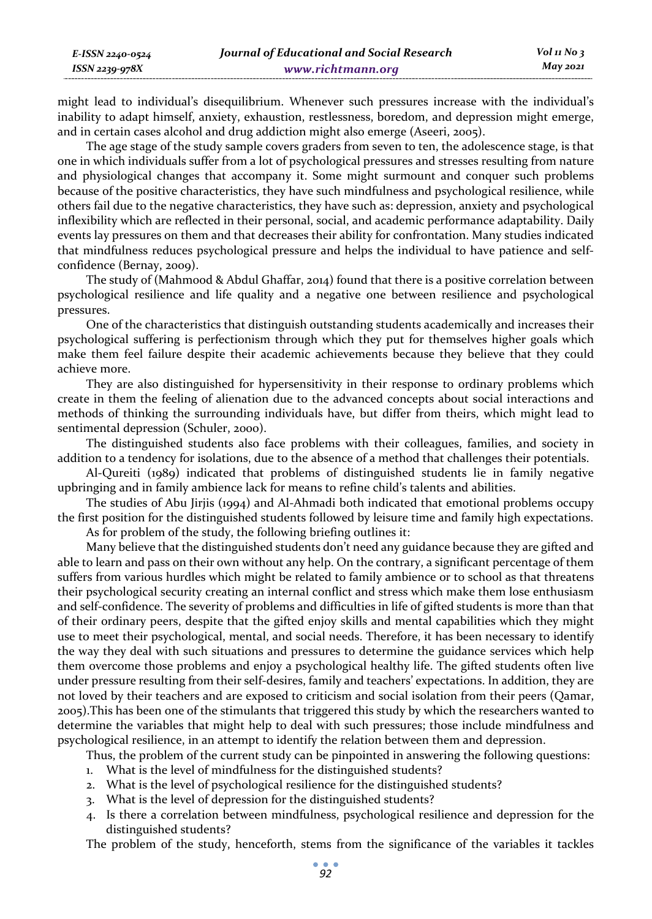might lead to individual's disequilibrium. Whenever such pressures increase with the individual's inability to adapt himself, anxiety, exhaustion, restlessness, boredom, and depression might emerge, and in certain cases alcohol and drug addiction might also emerge (Aseeri, 2005).

The age stage of the study sample covers graders from seven to ten, the adolescence stage, is that one in which individuals suffer from a lot of psychological pressures and stresses resulting from nature and physiological changes that accompany it. Some might surmount and conquer such problems because of the positive characteristics, they have such mindfulness and psychological resilience, while others fail due to the negative characteristics, they have such as: depression, anxiety and psychological inflexibility which are reflected in their personal, social, and academic performance adaptability. Daily events lay pressures on them and that decreases their ability for confrontation. Many studies indicated that mindfulness reduces psychological pressure and helps the individual to have patience and self-confidence (Bernay, 2009).

The study of (Mahmood & Abdul Ghaffar, 2014) found that there is a positive correlation between psychological resilience and life quality and a negative one between resilience and psychological pressures.

One of the characteristics that distinguish outstanding students academically and increases their psychological suffering is perfectionism through which they put for themselves higher goals which make them feel failure despite their academic achievements because they believe that they could achieve more.

They are also distinguished for hypersensitivity in their response to ordinary problems which create in them the feeling of alienation due to the advanced concepts about social interactions and methods of thinking the surrounding individuals have, but differ from theirs, which might lead to sentimental depression (Schuler, 2000).

The distinguished students also face problems with their colleagues, families, and society in addition to a tendency for isolations, due to the absence of a method that challenges their potentials.

Al-Qureiti (1989) indicated that problems of distinguished students lie in family negative upbringing and in family ambience lack for means to refine child's talents and abilities.

The studies of Abu Jirjis (1994) and Al-Ahmadi both indicated that emotional problems occupy the first position for the distinguished students followed by leisure time and family high expectations.

As for problem of the study, the following briefing outlines it:

Many believe that the distinguished students don't need any guidance because they are gifted and able to learn and pass on their own without any help. On the contrary, a significant percentage of them suffers from various hurdles which might be related to family ambience or to school as that threatens their psychological security creating an internal conflict and stress which make them lose enthusiasm and self-confidence. The severity of problems and difficulties in life of gifted students is more than that of their ordinary peers, despite that the gifted enjoy skills and mental capabilities which they might use to meet their psychological, mental, and social needs. Therefore, it has been necessary to identify the way they deal with such situations and pressures to determine the guidance services which help them overcome those problems and enjoy a psychological healthy life. The gifted students often live under pressure resulting from their self-desires, family and teachers' expectations. In addition, they are not loved by their teachers and are exposed to criticism and social isolation from their peers (Qamar, 2005).This has been one of the stimulants that triggered this study by which the researchers wanted to determine the variables that might help to deal with such pressures; those include mindfulness and psychological resilience, in an attempt to identify the relation between them and depression.

Thus, the problem of the current study can be pinpointed in answering the following questions:

1. What is the level of mindfulness for the distinguished students?
2. What is the level of psychological resilience for the distinguished students?
3. What is the level of depression for the distinguished students?
4. Is there a correlation between mindfulness, psychological resilience and depression for the distinguished students?

The problem of the study, henceforth, stems from the significance of the variables it tackles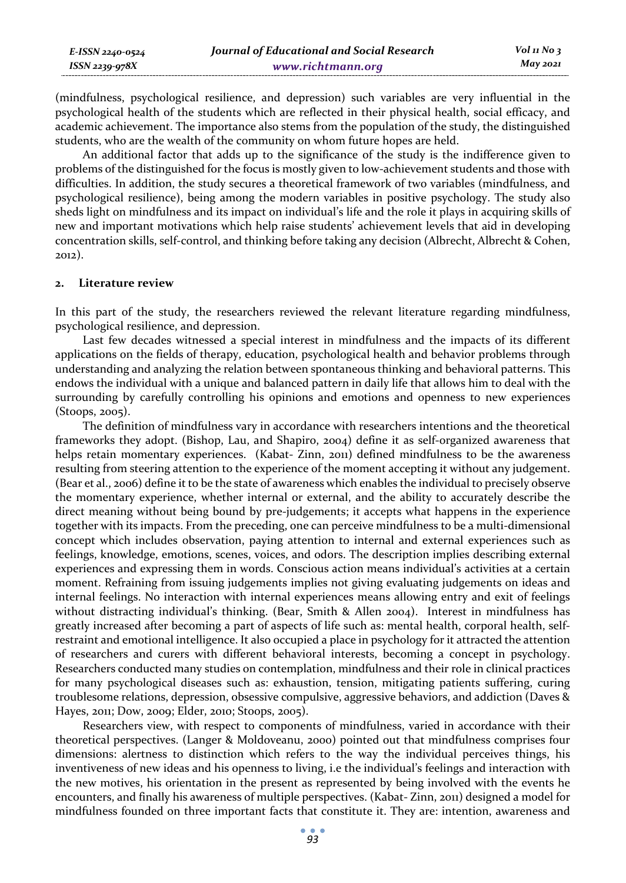(mindfulness, psychological resilience, and depression) such variables are very influential in the psychological health of the students which are reflected in their physical health, social efficacy, and academic achievement. The importance also stems from the population of the study, the distinguished students, who are the wealth of the community on whom future hopes are held.

An additional factor that adds up to the significance of the study is the indifference given to problems of the distinguished for the focus is mostly given to low-achievement students and those with difficulties. In addition, the study secures a theoretical framework of two variables (mindfulness, and psychological resilience), being among the modern variables in positive psychology. The study also sheds light on mindfulness and its impact on individual's life and the role it plays in acquiring skills of new and important motivations which help raise students' achievement levels that aid in developing concentration skills, self-control, and thinking before taking any decision (Albrecht, Albrecht & Cohen, 2012).

## 2. Literature review

In this part of the study, the researchers reviewed the relevant literature regarding mindfulness, psychological resilience, and depression.

Last few decades witnessed a special interest in mindfulness and the impacts of its different applications on the fields of therapy, education, psychological health and behavior problems through understanding and analyzing the relation between spontaneous thinking and behavioral patterns. This endows the individual with a unique and balanced pattern in daily life that allows him to deal with the surrounding by carefully controlling his opinions and emotions and openness to new experiences (Stoops, 2005).

The definition of mindfulness vary in accordance with researchers intentions and the theoretical frameworks they adopt. (Bishop, Lau, and Shapiro, 2004) define it as self-organized awareness that helps retain momentary experiences. (Kabat- Zinn, 2011) defined mindfulness to be the awareness resulting from steering attention to the experience of the moment accepting it without any judgement. (Bear et al., 2006) define it to be the state of awareness which enables the individual to precisely observe the momentary experience, whether internal or external, and the ability to accurately describe the direct meaning without being bound by pre-judgements; it accepts what happens in the experience together with its impacts. From the preceding, one can perceive mindfulness to be a multi-dimensional concept which includes observation, paying attention to internal and external experiences such as feelings, knowledge, emotions, scenes, voices, and odors. The description implies describing external experiences and expressing them in words. Conscious action means individual's activities at a certain moment. Refraining from issuing judgements implies not giving evaluating judgements on ideas and internal feelings. No interaction with internal experiences means allowing entry and exit of feelings without distracting individual's thinking. (Bear, Smith & Allen 2004). Interest in mindfulness has greatly increased after becoming a part of aspects of life such as: mental health, corporal health, self-restraint and emotional intelligence. It also occupied a place in psychology for it attracted the attention of researchers and curers with different behavioral interests, becoming a concept in psychology. Researchers conducted many studies on contemplation, mindfulness and their role in clinical practices for many psychological diseases such as: exhaustion, tension, mitigating patients suffering, curing troublesome relations, depression, obsessive compulsive, aggressive behaviors, and addiction (Daves & Hayes, 2011; Dow, 2009; Elder, 2010; Stoops, 2005).

Researchers view, with respect to components of mindfulness, varied in accordance with their theoretical perspectives. (Langer & Moldoveanu, 2000) pointed out that mindfulness comprises four dimensions: alertness to distinction which refers to the way the individual perceives things, his inventiveness of new ideas and his openness to living, i.e the individual's feelings and interaction with the new motives, his orientation in the present as represented by being involved with the events he encounters, and finally his awareness of multiple perspectives. (Kabat- Zinn, 2011) designed a model for mindfulness founded on three important facts that constitute it. They are: intention, awareness and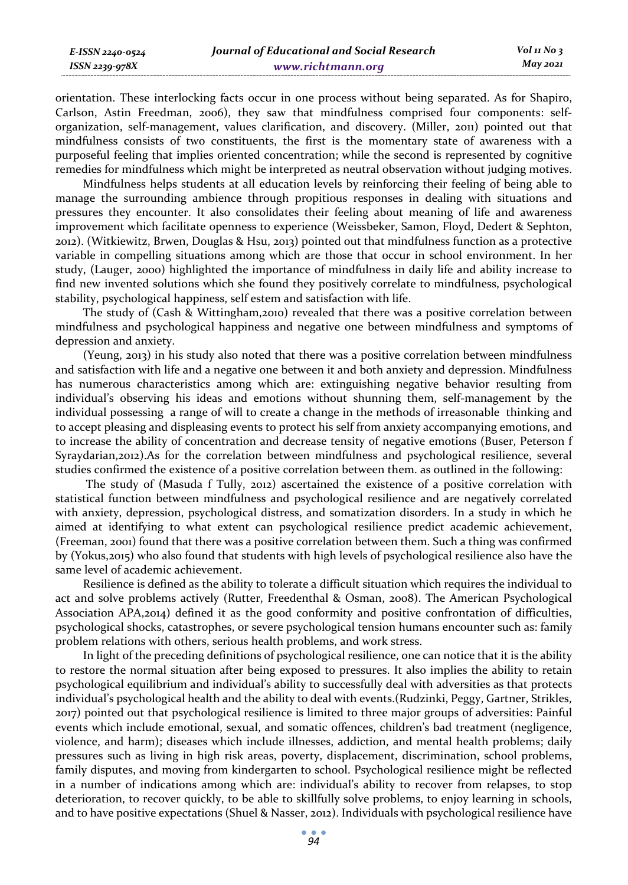orientation. These interlocking facts occur in one process without being separated. As for Shapiro, Carlson, Astin Freedman, 2006), they saw that mindfulness comprised four components: self-organization, self-management, values clarification, and discovery. (Miller, 2011) pointed out that mindfulness consists of two constituents, the first is the momentary state of awareness with a purposeful feeling that implies oriented concentration; while the second is represented by cognitive remedies for mindfulness which might be interpreted as neutral observation without judging motives.

Mindfulness helps students at all education levels by reinforcing their feeling of being able to manage the surrounding ambience through propitious responses in dealing with situations and pressures they encounter. It also consolidates their feeling about meaning of life and awareness improvement which facilitate openness to experience (Weissbeker, Samon, Floyd, Dedert & Sephton, 2012). (Witkiewitz, Brwen, Douglas & Hsu, 2013) pointed out that mindfulness function as a protective variable in compelling situations among which are those that occur in school environment. In her study, (Lauger, 2000) highlighted the importance of mindfulness in daily life and ability increase to find new invented solutions which she found they positively correlate to mindfulness, psychological stability, psychological happiness, self estem and satisfaction with life.

The study of (Cash & Wittingham,2010) revealed that there was a positive correlation between mindfulness and psychological happiness and negative one between mindfulness and symptoms of depression and anxiety.

(Yeung, 2013) in his study also noted that there was a positive correlation between mindfulness and satisfaction with life and a negative one between it and both anxiety and depression. Mindfulness has numerous characteristics among which are: extinguishing negative behavior resulting from individual's observing his ideas and emotions without shunning them, self-management by the individual possessing a range of will to create a change in the methods of irreasonable thinking and to accept pleasing and displeasing events to protect his self from anxiety accompanying emotions, and to increase the ability of concentration and decrease tensity of negative emotions (Buser, Peterson f Syraydarian,2012).As for the correlation between mindfulness and psychological resilience, several studies confirmed the existence of a positive correlation between them. as outlined in the following:

The study of (Masuda f Tully, 2012) ascertained the existence of a positive correlation with statistical function between mindfulness and psychological resilience and are negatively correlated with anxiety, depression, psychological distress, and somatization disorders. In a study in which he aimed at identifying to what extent can psychological resilience predict academic achievement, (Freeman, 2001) found that there was a positive correlation between them. Such a thing was confirmed by (Yokus,2015) who also found that students with high levels of psychological resilience also have the same level of academic achievement.

Resilience is defined as the ability to tolerate a difficult situation which requires the individual to act and solve problems actively (Rutter, Freedenthal & Osman, 2008). The American Psychological Association APA,2014) defined it as the good conformity and positive confrontation of difficulties, psychological shocks, catastrophes, or severe psychological tension humans encounter such as: family problem relations with others, serious health problems, and work stress.

In light of the preceding definitions of psychological resilience, one can notice that it is the ability to restore the normal situation after being exposed to pressures. It also implies the ability to retain psychological equilibrium and individual's ability to successfully deal with adversities as that protects individual's psychological health and the ability to deal with events.(Rudzinki, Peggy, Gartner, Strikles, 2017) pointed out that psychological resilience is limited to three major groups of adversities: Painful events which include emotional, sexual, and somatic offences, children's bad treatment (negligence, violence, and harm); diseases which include illnesses, addiction, and mental health problems; daily pressures such as living in high risk areas, poverty, displacement, discrimination, school problems, family disputes, and moving from kindergarten to school. Psychological resilience might be reflected in a number of indications among which are: individual's ability to recover from relapses, to stop deterioration, to recover quickly, to be able to skillfully solve problems, to enjoy learning in schools, and to have positive expectations (Shuel & Nasser, 2012). Individuals with psychological resilience have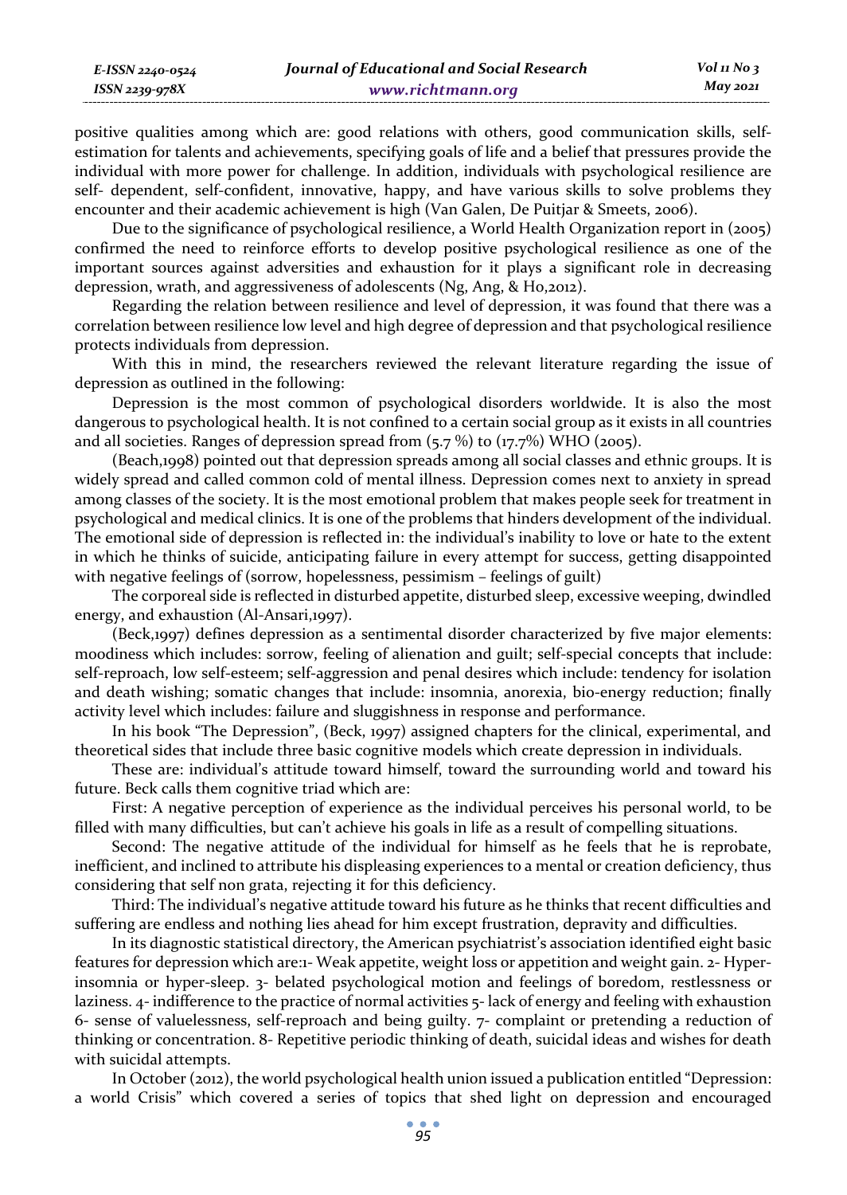positive qualities among which are: good relations with others, good communication skills, self-estimation for talents and achievements, specifying goals of life and a belief that pressures provide the individual with more power for challenge. In addition, individuals with psychological resilience are self- dependent, self-confident, innovative, happy, and have various skills to solve problems they encounter and their academic achievement is high (Van Galen, De Puitjar & Smeets, 2006).

Due to the significance of psychological resilience, a World Health Organization report in (2005) confirmed the need to reinforce efforts to develop positive psychological resilience as one of the important sources against adversities and exhaustion for it plays a significant role in decreasing depression, wrath, and aggressiveness of adolescents (Ng, Ang, & Ho,2012).

Regarding the relation between resilience and level of depression, it was found that there was a correlation between resilience low level and high degree of depression and that psychological resilience protects individuals from depression.

With this in mind, the researchers reviewed the relevant literature regarding the issue of depression as outlined in the following:

Depression is the most common of psychological disorders worldwide. It is also the most dangerous to psychological health. It is not confined to a certain social group as it exists in all countries and all societies. Ranges of depression spread from (5.7 %) to (17.7%) WHO (2005).

(Beach,1998) pointed out that depression spreads among all social classes and ethnic groups. It is widely spread and called common cold of mental illness. Depression comes next to anxiety in spread among classes of the society. It is the most emotional problem that makes people seek for treatment in psychological and medical clinics. It is one of the problems that hinders development of the individual. The emotional side of depression is reflected in: the individual's inability to love or hate to the extent in which he thinks of suicide, anticipating failure in every attempt for success, getting disappointed with negative feelings of (sorrow, hopelessness, pessimism – feelings of guilt)

The corporeal side is reflected in disturbed appetite, disturbed sleep, excessive weeping, dwindled energy, and exhaustion (Al-Ansari,1997).

(Beck,1997) defines depression as a sentimental disorder characterized by five major elements: moodiness which includes: sorrow, feeling of alienation and guilt; self-special concepts that include: self-reproach, low self-esteem; self-aggression and penal desires which include: tendency for isolation and death wishing; somatic changes that include: insomnia, anorexia, bio-energy reduction; finally activity level which includes: failure and sluggishness in response and performance.

In his book "The Depression", (Beck, 1997) assigned chapters for the clinical, experimental, and theoretical sides that include three basic cognitive models which create depression in individuals.

These are: individual's attitude toward himself, toward the surrounding world and toward his future. Beck calls them cognitive triad which are:

First: A negative perception of experience as the individual perceives his personal world, to be filled with many difficulties, but can't achieve his goals in life as a result of compelling situations.

Second: The negative attitude of the individual for himself as he feels that he is reprobate, inefficient, and inclined to attribute his displeasing experiences to a mental or creation deficiency, thus considering that self non grata, rejecting it for this deficiency.

Third: The individual's negative attitude toward his future as he thinks that recent difficulties and suffering are endless and nothing lies ahead for him except frustration, depravity and difficulties.

In its diagnostic statistical directory, the American psychiatrist's association identified eight basic features for depression which are:1- Weak appetite, weight loss or appetition and weight gain. 2- Hyper-insomnia or hyper-sleep. 3- belated psychological motion and feelings of boredom, restlessness or laziness. 4- indifference to the practice of normal activities 5- lack of energy and feeling with exhaustion 6- sense of valuelessness, self-reproach and being guilty. 7- complaint or pretending a reduction of thinking or concentration. 8- Repetitive periodic thinking of death, suicidal ideas and wishes for death with suicidal attempts.

In October (2012), the world psychological health union issued a publication entitled "Depression: a world Crisis" which covered a series of topics that shed light on depression and encouraged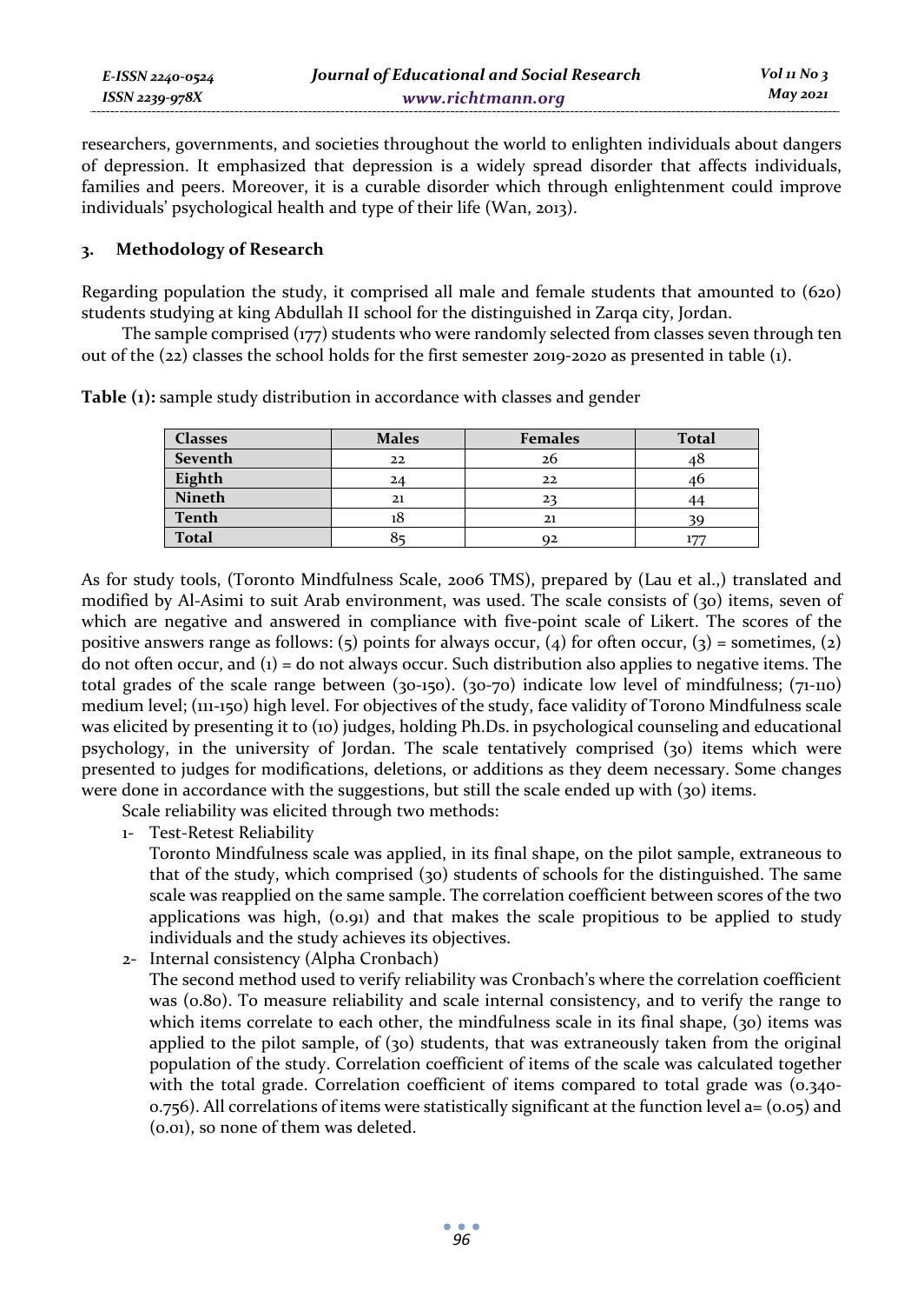researchers, governments, and societies throughout the world to enlighten individuals about dangers of depression. It emphasized that depression is a widely spread disorder that affects individuals, families and peers. Moreover, it is a curable disorder which through enlightenment could improve individuals' psychological health and type of their life (Wan, 2013).

## 3. Methodology of Research

Regarding population the study, it comprised all male and female students that amounted to (620) students studying at king Abdullah II school for the distinguished in Zarqa city, Jordan.

The sample comprised (177) students who were randomly selected from classes seven through ten out of the (22) classes the school holds for the first semester 2019-2020 as presented in table (1).

**Table (1):** sample study distribution in accordance with classes and gender

| Classes | Males | Females | Total |
|---|---|---|---|
| **Seventh** | 22 | 26 | 48 |
| **Eighth** | 24 | 22 | 46 |
| **Nineth** | 21 | 23 | 44 |
| **Tenth** | 18 | 21 | 39 |
| **Total** | 85 | 92 | 177 |

As for study tools, (Toronto Mindfulness Scale, 2006 TMS), prepared by (Lau et al.,) translated and modified by Al-Asimi to suit Arab environment, was used. The scale consists of (30) items, seven of which are negative and answered in compliance with five-point scale of Likert. The scores of the positive answers range as follows: (5) points for always occur, (4) for often occur, (3) = sometimes, (2) do not often occur, and (1) = do not always occur. Such distribution also applies to negative items. The total grades of the scale range between (30-150). (30-70) indicate low level of mindfulness; (71-110) medium level; (111-150) high level. For objectives of the study, face validity of Torono Mindfulness scale was elicited by presenting it to (10) judges, holding Ph.Ds. in psychological counseling and educational psychology, in the university of Jordan. The scale tentatively comprised (30) items which were presented to judges for modifications, deletions, or additions as they deem necessary. Some changes were done in accordance with the suggestions, but still the scale ended up with (30) items.

Scale reliability was elicited through two methods:

1- Test-Retest Reliability

   Toronto Mindfulness scale was applied, in its final shape, on the pilot sample, extraneous to that of the study, which comprised (30) students of schools for the distinguished. The same scale was reapplied on the same sample. The correlation coefficient between scores of the two applications was high, (0.91) and that makes the scale propitious to be applied to study individuals and the study achieves its objectives.

2- Internal consistency (Alpha Cronbach)

   The second method used to verify reliability was Cronbach's where the correlation coefficient was (0.80). To measure reliability and scale internal consistency, and to verify the range to which items correlate to each other, the mindfulness scale in its final shape, (30) items was applied to the pilot sample, of (30) students, that was extraneously taken from the original population of the study. Correlation coefficient of items of the scale was calculated together with the total grade. Correlation coefficient of items compared to total grade was (0.340-0.756). All correlations of items were statistically significant at the function level a= (0.05) and (0.01), so none of them was deleted.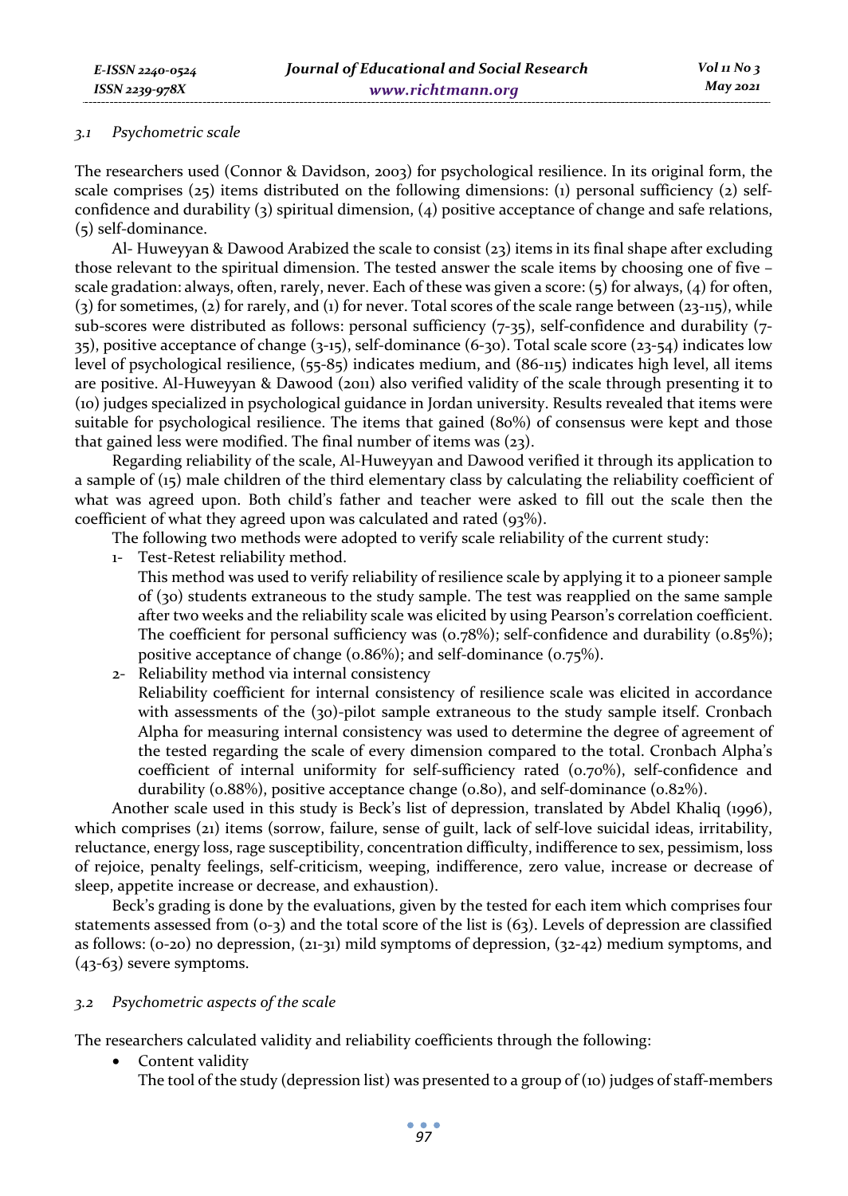### 3.1 Psychometric scale

The researchers used (Connor & Davidson, 2003) for psychological resilience. In its original form, the scale comprises (25) items distributed on the following dimensions: (1) personal sufficiency (2) self-confidence and durability (3) spiritual dimension, (4) positive acceptance of change and safe relations, (5) self-dominance.

Al- Huweyyan & Dawood Arabized the scale to consist (23) items in its final shape after excluding those relevant to the spiritual dimension. The tested answer the scale items by choosing one of five – scale gradation: always, often, rarely, never. Each of these was given a score: (5) for always, (4) for often, (3) for sometimes, (2) for rarely, and (1) for never. Total scores of the scale range between (23-115), while sub-scores were distributed as follows: personal sufficiency (7-35), self-confidence and durability (7-35), positive acceptance of change (3-15), self-dominance (6-30). Total scale score (23-54) indicates low level of psychological resilience, (55-85) indicates medium, and (86-115) indicates high level, all items are positive. Al-Huweyyan & Dawood (2011) also verified validity of the scale through presenting it to (10) judges specialized in psychological guidance in Jordan university. Results revealed that items were suitable for psychological resilience. The items that gained (80%) of consensus were kept and those that gained less were modified. The final number of items was (23).

Regarding reliability of the scale, Al-Huweyyan and Dawood verified it through its application to a sample of (15) male children of the third elementary class by calculating the reliability coefficient of what was agreed upon. Both child's father and teacher were asked to fill out the scale then the coefficient of what they agreed upon was calculated and rated (93%).

The following two methods were adopted to verify scale reliability of the current study:

1- Test-Retest reliability method.
   This method was used to verify reliability of resilience scale by applying it to a pioneer sample of (30) students extraneous to the study sample. The test was reapplied on the same sample after two weeks and the reliability scale was elicited by using Pearson's correlation coefficient. The coefficient for personal sufficiency was (0.78%); self-confidence and durability (0.85%); positive acceptance of change (0.86%); and self-dominance (0.75%).
2- Reliability method via internal consistency
   Reliability coefficient for internal consistency of resilience scale was elicited in accordance with assessments of the (30)-pilot sample extraneous to the study sample itself. Cronbach Alpha for measuring internal consistency was used to determine the degree of agreement of the tested regarding the scale of every dimension compared to the total. Cronbach Alpha's coefficient of internal uniformity for self-sufficiency rated (0.70%), self-confidence and durability (0.88%), positive acceptance change (0.80), and self-dominance (0.82%).

Another scale used in this study is Beck's list of depression, translated by Abdel Khaliq (1996), which comprises (21) items (sorrow, failure, sense of guilt, lack of self-love suicidal ideas, irritability, reluctance, energy loss, rage susceptibility, concentration difficulty, indifference to sex, pessimism, loss of rejoice, penalty feelings, self-criticism, weeping, indifference, zero value, increase or decrease of sleep, appetite increase or decrease, and exhaustion).

Beck's grading is done by the evaluations, given by the tested for each item which comprises four statements assessed from (0-3) and the total score of the list is (63). Levels of depression are classified as follows: (0-20) no depression, (21-31) mild symptoms of depression, (32-42) medium symptoms, and (43-63) severe symptoms.

### 3.2 Psychometric aspects of the scale

The researchers calculated validity and reliability coefficients through the following:

- Content validity
  The tool of the study (depression list) was presented to a group of (10) judges of staff-members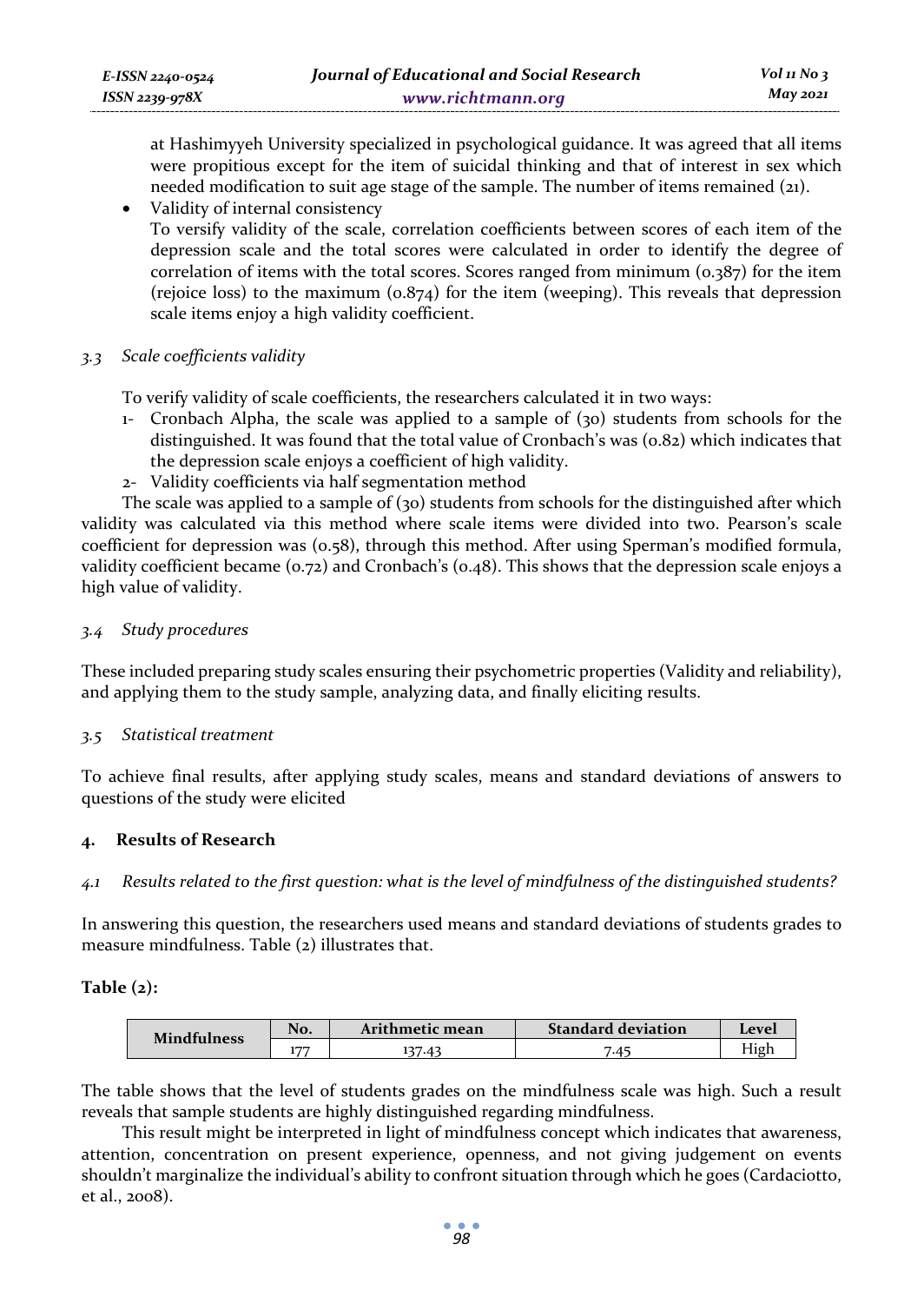at Hashimyyeh University specialized in psychological guidance. It was agreed that all items were propitious except for the item of suicidal thinking and that of interest in sex which needed modification to suit age stage of the sample. The number of items remained (21).

- Validity of internal consistency
  To versify validity of the scale, correlation coefficients between scores of each item of the depression scale and the total scores were calculated in order to identify the degree of correlation of items with the total scores. Scores ranged from minimum (0.387) for the item (rejoice loss) to the maximum (0.874) for the item (weeping). This reveals that depression scale items enjoy a high validity coefficient.

### 3.3 *Scale coefficients validity*

To verify validity of scale coefficients, the researchers calculated it in two ways:

1- Cronbach Alpha, the scale was applied to a sample of (30) students from schools for the distinguished. It was found that the total value of Cronbach's was (0.82) which indicates that the depression scale enjoys a coefficient of high validity.
2- Validity coefficients via half segmentation method

The scale was applied to a sample of (30) students from schools for the distinguished after which validity was calculated via this method where scale items were divided into two. Pearson's scale coefficient for depression was (0.58), through this method. After using Sperman's modified formula, validity coefficient became (0.72) and Cronbach's (0.48). This shows that the depression scale enjoys a high value of validity.

### 3.4 *Study procedures*

These included preparing study scales ensuring their psychometric properties (Validity and reliability), and applying them to the study sample, analyzing data, and finally eliciting results.

### 3.5 *Statistical treatment*

To achieve final results, after applying study scales, means and standard deviations of answers to questions of the study were elicited

## 4. Results of Research

### 4.1 *Results related to the first question: what is the level of mindfulness of the distinguished students?*

In answering this question, the researchers used means and standard deviations of students grades to measure mindfulness. Table (2) illustrates that.

**Table (2):**

| Mindfulness | No. | Arithmetic mean | Standard deviation | Level |
|---|---|---|---|---|
| | 177 | 137.43 | 7.45 | High |

The table shows that the level of students grades on the mindfulness scale was high. Such a result reveals that sample students are highly distinguished regarding mindfulness.

This result might be interpreted in light of mindfulness concept which indicates that awareness, attention, concentration on present experience, openness, and not giving judgement on events shouldn't marginalize the individual's ability to confront situation through which he goes (Cardaciotto, et al., 2008).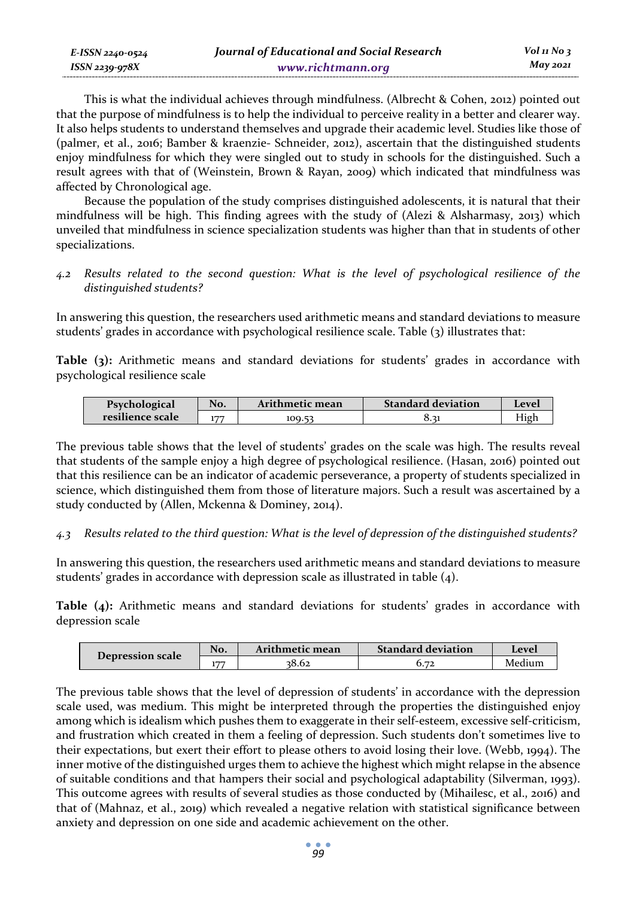This is what the individual achieves through mindfulness. (Albrecht & Cohen, 2012) pointed out that the purpose of mindfulness is to help the individual to perceive reality in a better and clearer way. It also helps students to understand themselves and upgrade their academic level. Studies like those of (palmer, et al., 2016; Bamber & kraenzie- Schneider, 2012), ascertain that the distinguished students enjoy mindfulness for which they were singled out to study in schools for the distinguished. Such a result agrees with that of (Weinstein, Brown & Rayan, 2009) which indicated that mindfulness was affected by Chronological age.

Because the population of the study comprises distinguished adolescents, it is natural that their mindfulness will be high. This finding agrees with the study of (Alezi & Alsharmasy, 2013) which unveiled that mindfulness in science specialization students was higher than that in students of other specializations.

### *4.2 Results related to the second question: What is the level of psychological resilience of the distinguished students?*

In answering this question, the researchers used arithmetic means and standard deviations to measure students' grades in accordance with psychological resilience scale. Table (3) illustrates that:

**Table (3):** Arithmetic means and standard deviations for students' grades in accordance with psychological resilience scale

| Psychological resilience scale | No. | Arithmetic mean | Standard deviation | Level |
|---|---|---|---|---|
| | 177 | 109.53 | 8.31 | High |

The previous table shows that the level of students' grades on the scale was high. The results reveal that students of the sample enjoy a high degree of psychological resilience. (Hasan, 2016) pointed out that this resilience can be an indicator of academic perseverance, a property of students specialized in science, which distinguished them from those of literature majors. Such a result was ascertained by a study conducted by (Allen, Mckenna & Dominey, 2014).

### *4.3 Results related to the third question: What is the level of depression of the distinguished students?*

In answering this question, the researchers used arithmetic means and standard deviations to measure students' grades in accordance with depression scale as illustrated in table (4).

**Table (4):** Arithmetic means and standard deviations for students' grades in accordance with depression scale

| Depression scale | No. | Arithmetic mean | Standard deviation | Level |
|---|---|---|---|---|
| | 177 | 38.62 | 6.72 | Medium |

The previous table shows that the level of depression of students' in accordance with the depression scale used, was medium. This might be interpreted through the properties the distinguished enjoy among which is idealism which pushes them to exaggerate in their self-esteem, excessive self-criticism, and frustration which created in them a feeling of depression. Such students don't sometimes live to their expectations, but exert their effort to please others to avoid losing their love. (Webb, 1994). The inner motive of the distinguished urges them to achieve the highest which might relapse in the absence of suitable conditions and that hampers their social and psychological adaptability (Silverman, 1993). This outcome agrees with results of several studies as those conducted by (Mihailesc, et al., 2016) and that of (Mahnaz, et al., 2019) which revealed a negative relation with statistical significance between anxiety and depression on one side and academic achievement on the other.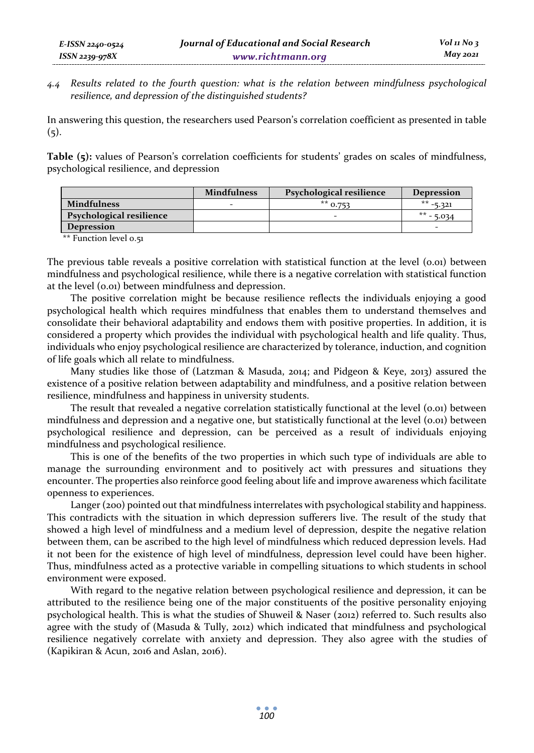*4.4 Results related to the fourth question: what is the relation between mindfulness psychological resilience, and depression of the distinguished students?*

In answering this question, the researchers used Pearson's correlation coefficient as presented in table (5).

**Table (5):** values of Pearson's correlation coefficients for students' grades on scales of mindfulness, psychological resilience, and depression

| | Mindfulness | Psychological resilience | Depression |
|---|---|---|---|
| **Mindfulness** | - | ** 0.753 | ** -5.321 |
| **Psychological resilience** | | - | ** - 5.034 |
| **Depression** | | | - |

** Function level 0.51

The previous table reveals a positive correlation with statistical function at the level (0.01) between mindfulness and psychological resilience, while there is a negative correlation with statistical function at the level (0.01) between mindfulness and depression.

The positive correlation might be because resilience reflects the individuals enjoying a good psychological health which requires mindfulness that enables them to understand themselves and consolidate their behavioral adaptability and endows them with positive properties. In addition, it is considered a property which provides the individual with psychological health and life quality. Thus, individuals who enjoy psychological resilience are characterized by tolerance, induction, and cognition of life goals which all relate to mindfulness.

Many studies like those of (Latzman & Masuda, 2014; and Pidgeon & Keye, 2013) assured the existence of a positive relation between adaptability and mindfulness, and a positive relation between resilience, mindfulness and happiness in university students.

The result that revealed a negative correlation statistically functional at the level (0.01) between mindfulness and depression and a negative one, but statistically functional at the level (0.01) between psychological resilience and depression, can be perceived as a result of individuals enjoying mindfulness and psychological resilience.

This is one of the benefits of the two properties in which such type of individuals are able to manage the surrounding environment and to positively act with pressures and situations they encounter. The properties also reinforce good feeling about life and improve awareness which facilitate openness to experiences.

Langer (200) pointed out that mindfulness interrelates with psychological stability and happiness. This contradicts with the situation in which depression sufferers live. The result of the study that showed a high level of mindfulness and a medium level of depression, despite the negative relation between them, can be ascribed to the high level of mindfulness which reduced depression levels. Had it not been for the existence of high level of mindfulness, depression level could have been higher. Thus, mindfulness acted as a protective variable in compelling situations to which students in school environment were exposed.

With regard to the negative relation between psychological resilience and depression, it can be attributed to the resilience being one of the major constituents of the positive personality enjoying psychological health. This is what the studies of Shuweil & Naser (2012) referred to. Such results also agree with the study of (Masuda & Tully, 2012) which indicated that mindfulness and psychological resilience negatively correlate with anxiety and depression. They also agree with the studies of (Kapikiran & Acun, 2016 and Aslan, 2016).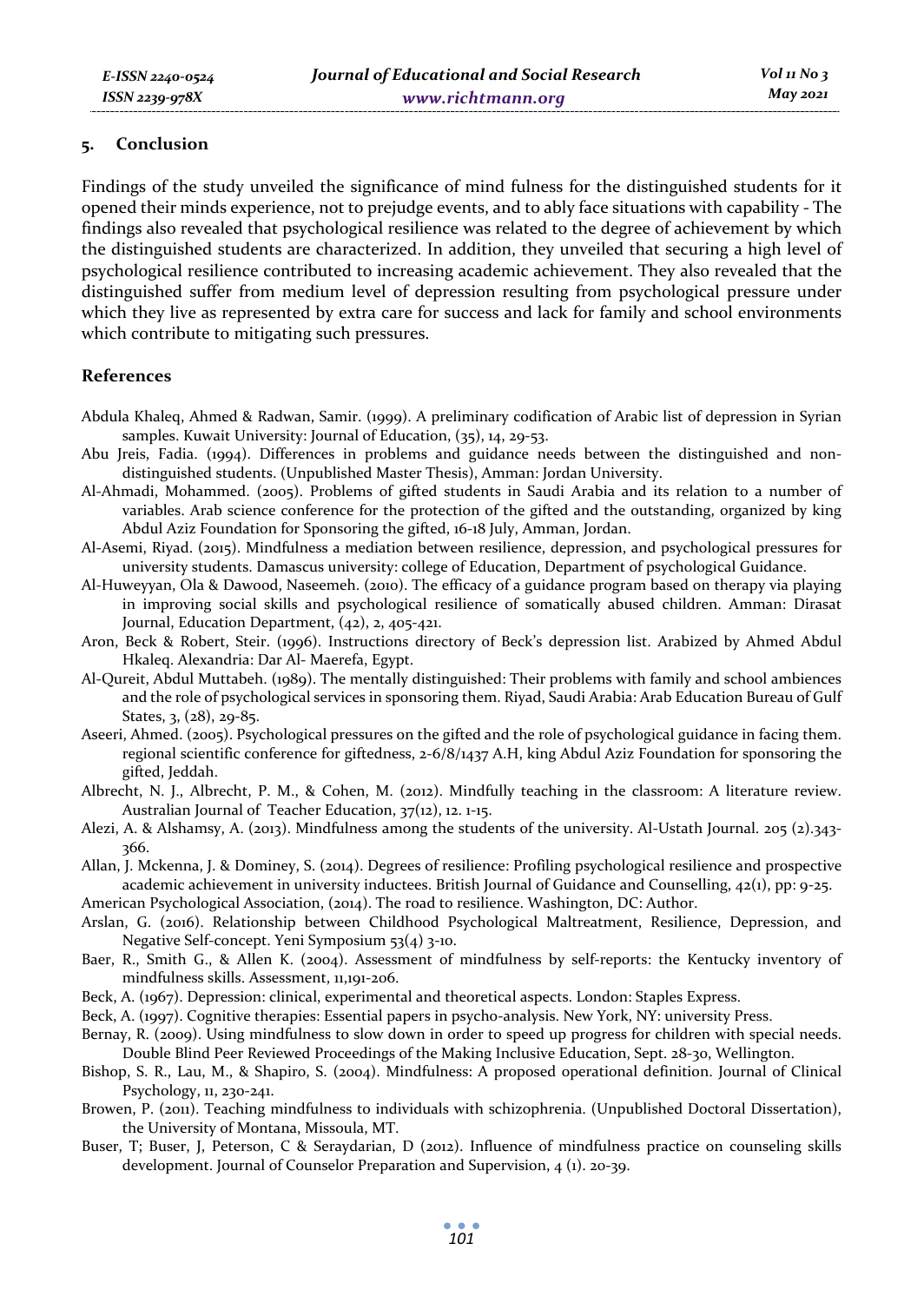## 5. Conclusion

Findings of the study unveiled the significance of mind fulness for the distinguished students for it opened their minds experience, not to prejudge events, and to ably face situations with capability - The findings also revealed that psychological resilience was related to the degree of achievement by which the distinguished students are characterized. In addition, they unveiled that securing a high level of psychological resilience contributed to increasing academic achievement. They also revealed that the distinguished suffer from medium level of depression resulting from psychological pressure under which they live as represented by extra care for success and lack for family and school environments which contribute to mitigating such pressures.

## References

Abdula Khaleq, Ahmed & Radwan, Samir. (1999). A preliminary codification of Arabic list of depression in Syrian samples. Kuwait University: Journal of Education, (35), 14, 29-53.

Abu Jreis, Fadia. (1994). Differences in problems and guidance needs between the distinguished and non-distinguished students. (Unpublished Master Thesis), Amman: Jordan University.

Al-Ahmadi, Mohammed. (2005). Problems of gifted students in Saudi Arabia and its relation to a number of variables. Arab science conference for the protection of the gifted and the outstanding, organized by king Abdul Aziz Foundation for Sponsoring the gifted, 16-18 July, Amman, Jordan.

Al-Asemi, Riyad. (2015). Mindfulness a mediation between resilience, depression, and psychological pressures for university students. Damascus university: college of Education, Department of psychological Guidance.

Al-Huweyyan, Ola & Dawood, Naseemeh. (2010). The efficacy of a guidance program based on therapy via playing in improving social skills and psychological resilience of somatically abused children. Amman: Dirasat Journal, Education Department, (42), 2, 405-421.

Aron, Beck & Robert, Steir. (1996). Instructions directory of Beck's depression list. Arabized by Ahmed Abdul Hkaleq. Alexandria: Dar Al- Maerefa, Egypt.

Al-Qureit, Abdul Muttabeh. (1989). The mentally distinguished: Their problems with family and school ambiences and the role of psychological services in sponsoring them. Riyad, Saudi Arabia: Arab Education Bureau of Gulf States, 3, (28), 29-85.

Aseeri, Ahmed. (2005). Psychological pressures on the gifted and the role of psychological guidance in facing them. regional scientific conference for giftedness, 2-6/8/1437 A.H, king Abdul Aziz Foundation for sponsoring the gifted, Jeddah.

Albrecht, N. J., Albrecht, P. M., & Cohen, M. (2012). Mindfully teaching in the classroom: A literature review. Australian Journal of Teacher Education, 37(12), 12. 1-15.

Alezi, A. & Alshamsy, A. (2013). Mindfulness among the students of the university. Al-Ustath Journal. 205 (2).343-366.

Allan, J. Mckenna, J. & Dominey, S. (2014). Degrees of resilience: Profiling psychological resilience and prospective academic achievement in university inductees. British Journal of Guidance and Counselling, 42(1), pp: 9-25.

American Psychological Association, (2014). The road to resilience. Washington, DC: Author.

Arslan, G. (2016). Relationship between Childhood Psychological Maltreatment, Resilience, Depression, and Negative Self-concept. Yeni Symposium 53(4) 3-10.

Baer, R., Smith G., & Allen K. (2004). Assessment of mindfulness by self-reports: the Kentucky inventory of mindfulness skills. Assessment, 11,191-206.

Beck, A. (1967). Depression: clinical, experimental and theoretical aspects. London: Staples Express.

Beck, A. (1997). Cognitive therapies: Essential papers in psycho-analysis. New York, NY: university Press.

Bernay, R. (2009). Using mindfulness to slow down in order to speed up progress for children with special needs. Double Blind Peer Reviewed Proceedings of the Making Inclusive Education, Sept. 28-30, Wellington.

Bishop, S. R., Lau, M., & Shapiro, S. (2004). Mindfulness: A proposed operational definition. Journal of Clinical Psychology, 11, 230-241.

Browen, P. (2011). Teaching mindfulness to individuals with schizophrenia. (Unpublished Doctoral Dissertation), the University of Montana, Missoula, MT.

Buser, T; Buser, J, Peterson, C & Seraydarian, D (2012). Influence of mindfulness practice on counseling skills development. Journal of Counselor Preparation and Supervision, 4 (1). 20-39.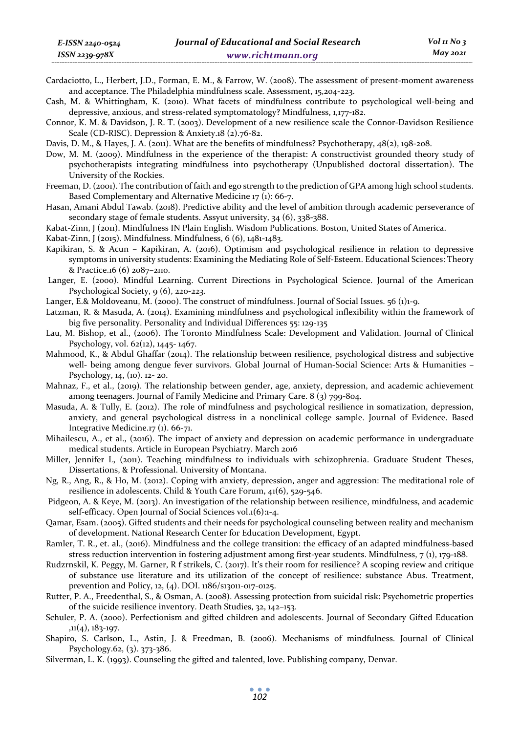Cardaciotto, L., Herbert, J.D., Forman, E. M., & Farrow, W. (2008). The assessment of present-moment awareness and acceptance. The Philadelphia mindfulness scale. Assessment, 15,204-223.

Cash, M. & Whittingham, K. (2010). What facets of mindfulness contribute to psychological well-being and depressive, anxious, and stress-related symptomatology? Mindfulness, 1,177-182.

Connor, K. M. & Davidson, J. R. T. (2003). Development of a new resilience scale the Connor-Davidson Resilience Scale (CD-RISC). Depression & Anxiety.18 (2).76-82.

Davis, D. M., & Hayes, J. A. (2011). What are the benefits of mindfulness? Psychotherapy, 48(2), 198-208.

Dow, M. M. (2009). Mindfulness in the experience of the therapist: A constructivist grounded theory study of psychotherapists integrating mindfulness into psychotherapy (Unpublished doctoral dissertation). The University of the Rockies.

Freeman, D. (2001). The contribution of faith and ego strength to the prediction of GPA among high school students. Based Complementary and Alternative Medicine 17 (1): 66-7.

Hasan, Amani Abdul Tawab. (2018). Predictive ability and the level of ambition through academic perseverance of secondary stage of female students. Assyut university, 34 (6), 338-388.

Kabat-Zinn, J (2011). Mindfulness IN Plain English. Wisdom Publications. Boston, United States of America.

Kabat-Zinn, J (2015). Mindfulness. Mindfulness, 6 (6), 1481-1483.

Kapikiran, S. & Acun – Kapikiran, A. (2016). Optimism and psychological resilience in relation to depressive symptoms in university students: Examining the Mediating Role of Self-Esteem. Educational Sciences: Theory & Practice.16 (6) 2087–2110.

Langer, E. (2000). Mindful Learning. Current Directions in Psychological Science. Journal of the American Psychological Society, 9 (6), 220-223.

Langer, E.& Moldoveanu, M. (2000). The construct of mindfulness. Journal of Social Issues. 56 (1)1-9.

Latzman, R. & Masuda, A. (2014). Examining mindfulness and psychological inflexibility within the framework of big five personality. Personality and Individual Differences 55: 129-135

Lau, M. Bishop, et al., (2006). The Toronto Mindfulness Scale: Development and Validation. Journal of Clinical Psychology, vol. 62(12), 1445- 1467.

Mahmood, K., & Abdul Ghaffar (2014). The relationship between resilience, psychological distress and subjective well- being among dengue fever survivors. Global Journal of Human-Social Science: Arts & Humanities – Psychology, 14, (10). 12- 20.

Mahnaz, F., et al., (2019). The relationship between gender, age, anxiety, depression, and academic achievement among teenagers. Journal of Family Medicine and Primary Care. 8 (3) 799-804.

Masuda, A. & Tully, E. (2012). The role of mindfulness and psychological resilience in somatization, depression, anxiety, and general psychological distress in a nonclinical college sample. Journal of Evidence. Based Integrative Medicine.17 (1). 66-71.

Mihailescu, A., et al., (2016). The impact of anxiety and depression on academic performance in undergraduate medical students. Article in European Psychiatry. March 2016

Miller, Jennifer L (2011). Teaching mindfulness to individuals with schizophrenia. Graduate Student Theses, Dissertations, & Professional. University of Montana.

Ng, R., Ang, R., & Ho, M. (2012). Coping with anxiety, depression, anger and aggression: The meditational role of resilience in adolescents. Child & Youth Care Forum, 41(6), 529-546.

Pidgeon, A. & Keye, M. (2013). An investigation of the relationship between resilience, mindfulness, and academic self-efficacy. Open Journal of Social Sciences vol.1(6):1-4.

Qamar, Esam. (2005). Gifted students and their needs for psychological counseling between reality and mechanism of development. National Research Center for Education Development, Egypt.

Ramler, T. R., et. al., (2016). Mindfulness and the college transition: the efficacy of an adapted mindfulness-based stress reduction intervention in fostering adjustment among first-year students. Mindfulness, 7 (1), 179-188.

Rudzrnskil, K. Peggy, M. Garner, R f strikels, C. (2017). It's their room for resilience? A scoping review and critique of substance use literature and its utilization of the concept of resilience: substance Abus. Treatment, prevention and Policy, 12, (4). DOI. 1186/s13011-017-0125.

Rutter, P. A., Freedenthal, S., & Osman, A. (2008). Assessing protection from suicidal risk: Psychometric properties of the suicide resilience inventory. Death Studies, 32, 142–153.

Schuler, P. A. (2000). Perfectionism and gifted children and adolescents. Journal of Secondary Gifted Education ,11(4), 183-197.

Shapiro, S. Carlson, L., Astin, J. & Freedman, B. (2006). Mechanisms of mindfulness. Journal of Clinical Psychology.62, (3). 373-386.

Silverman, L. K. (1993). Counseling the gifted and talented, love. Publishing company, Denvar.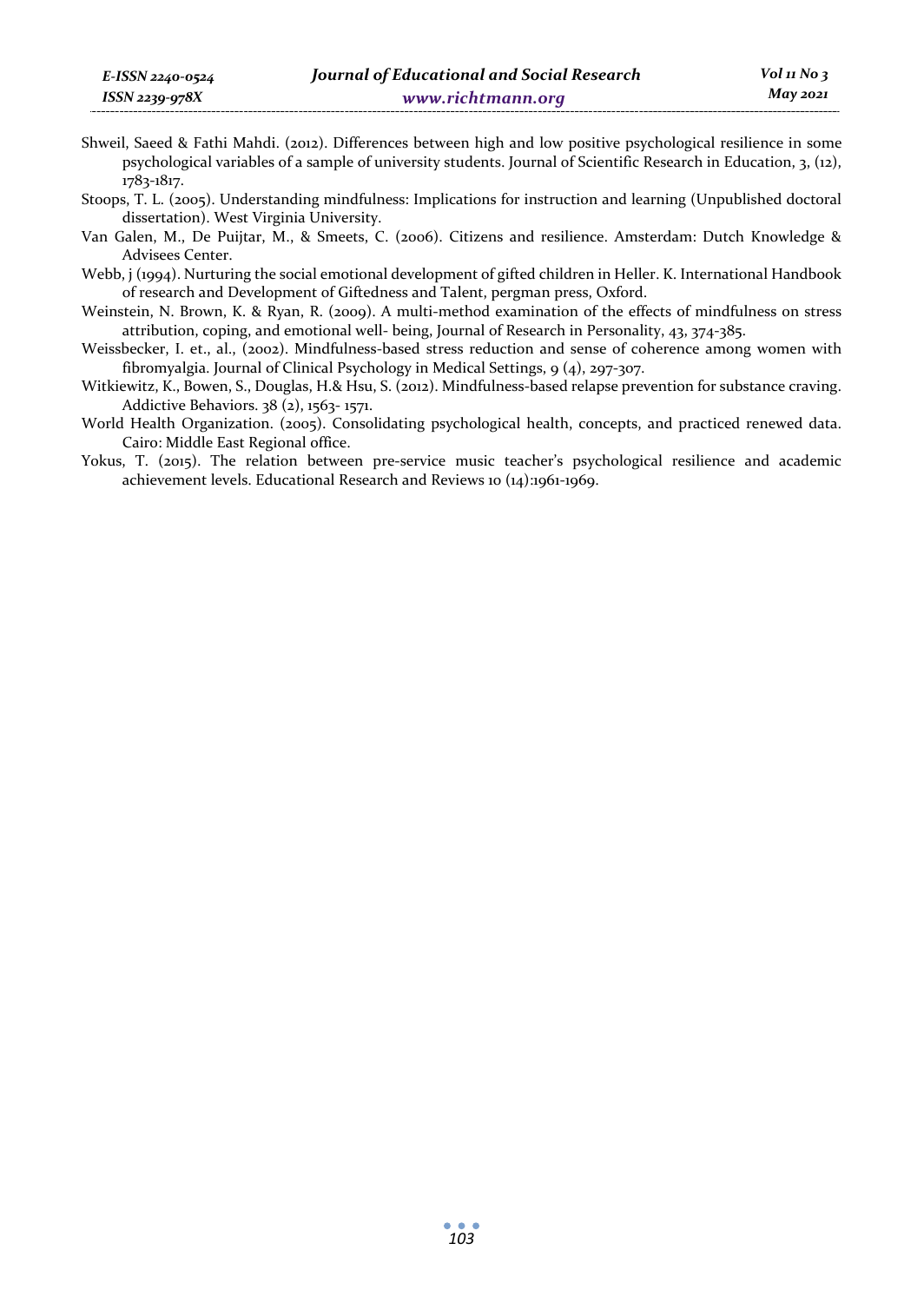Shweil, Saeed & Fathi Mahdi. (2012). Differences between high and low positive psychological resilience in some psychological variables of a sample of university students. Journal of Scientific Research in Education, 3, (12), 1783-1817.

Stoops, T. L. (2005). Understanding mindfulness: Implications for instruction and learning (Unpublished doctoral dissertation). West Virginia University.

Van Galen, M., De Puijtar, M., & Smeets, C. (2006). Citizens and resilience. Amsterdam: Dutch Knowledge & Advisees Center.

Webb, j (1994). Nurturing the social emotional development of gifted children in Heller. K. International Handbook of research and Development of Giftedness and Talent, pergman press, Oxford.

Weinstein, N. Brown, K. & Ryan, R. (2009). A multi-method examination of the effects of mindfulness on stress attribution, coping, and emotional well- being, Journal of Research in Personality, 43, 374-385.

Weissbecker, I. et., al., (2002). Mindfulness-based stress reduction and sense of coherence among women with fibromyalgia. Journal of Clinical Psychology in Medical Settings, 9 (4), 297-307.

Witkiewitz, K., Bowen, S., Douglas, H.& Hsu, S. (2012). Mindfulness-based relapse prevention for substance craving. Addictive Behaviors. 38 (2), 1563- 1571.

World Health Organization. (2005). Consolidating psychological health, concepts, and practiced renewed data. Cairo: Middle East Regional office.

Yokus, T. (2015). The relation between pre-service music teacher's psychological resilience and academic achievement levels. Educational Research and Reviews 10 (14):1961-1969.